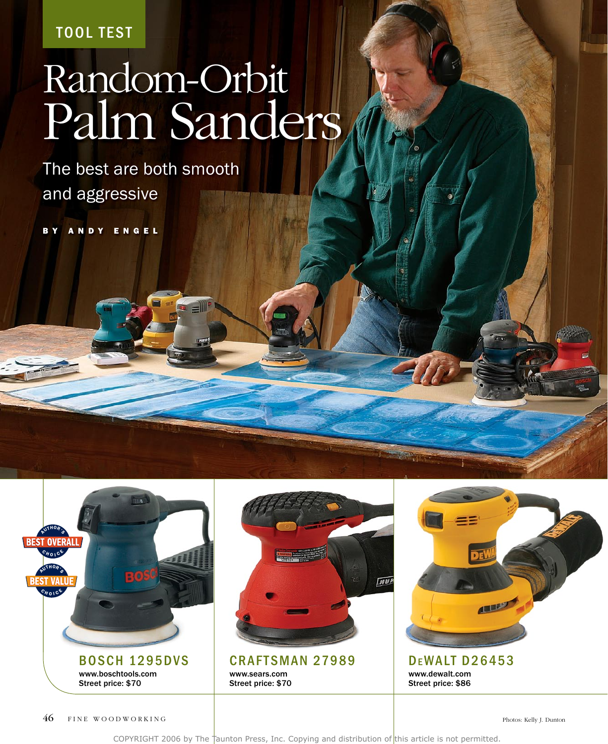TOOL TEST

# Random-Orbit Palm Sanders

## The best are both smooth and aggressive

BY ANDY ENGEL

AUTHOR'S BEST OVERALL CHOICE

AUTHOR'S BEST VALUE CHOICE

### BOSCH 1295DVS

www.boschtools.com
Street price: $70

### CRAFTSMAN 27989

www.sears.com
Street price: $70

### DEWALT D26453

www.dewalt.com
Street price: $86

Photos: Kelly J. Dunton

COPYRIGHT 2006 by The Taunton Press, Inc. Copying and distribution of this article is not permitted.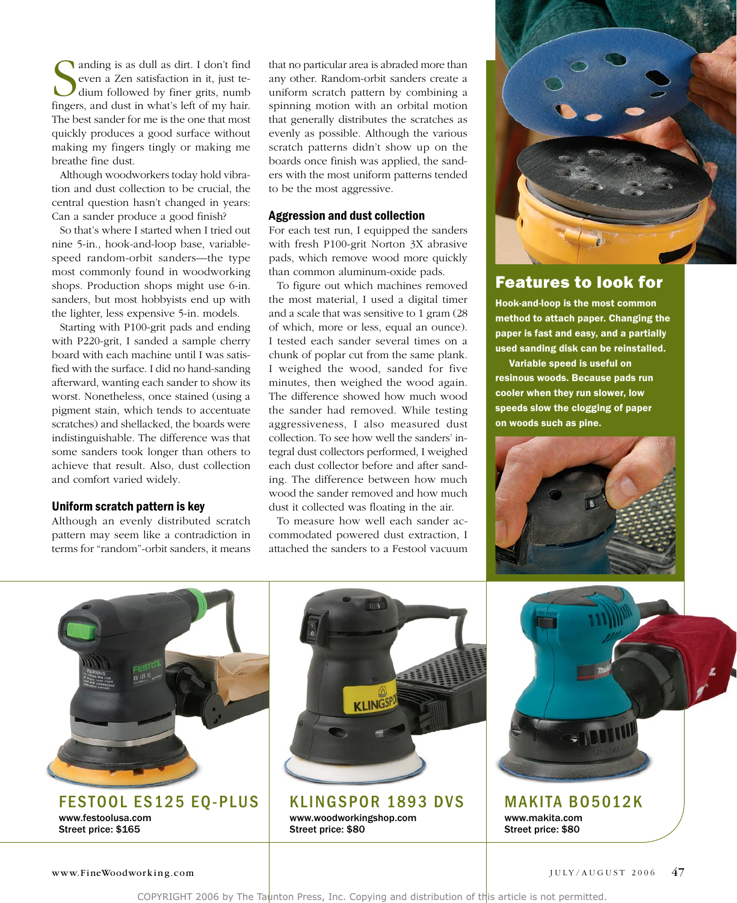Sanding is as dull as dirt. I don't find even a Zen satisfaction in it, just tedium followed by finer grits, numb fingers, and dust in what's left of my hair. The best sander for me is the one that most quickly produces a good surface without making my fingers tingly or making me breathe fine dust.

Although woodworkers today hold vibration and dust collection to be crucial, the central question hasn't changed in years: Can a sander produce a good finish?

So that's where I started when I tried out nine 5-in., hook-and-loop base, variable-speed random-orbit sanders—the type most commonly found in woodworking shops. Production shops might use 6-in. sanders, but most hobbyists end up with the lighter, less expensive 5-in. models.

Starting with P100-grit pads and ending with P220-grit, I sanded a sample cherry board with each machine until I was satisfied with the surface. I did no hand-sanding afterward, wanting each sander to show its worst. Nonetheless, once stained (using a pigment stain, which tends to accentuate scratches) and shellacked, the boards were indistinguishable. The difference was that some sanders took longer than others to achieve that result. Also, dust collection and comfort varied widely.

### Uniform scratch pattern is key

Although an evenly distributed scratch pattern may seem like a contradiction in terms for "random"-orbit sanders, it means that no particular area is abraded more than any other. Random-orbit sanders create a uniform scratch pattern by combining a spinning motion with an orbital motion that generally distributes the scratches as evenly as possible. Although the various scratch patterns didn't show up on the boards once finish was applied, the sanders with the most uniform patterns tended to be the most aggressive.

### Aggression and dust collection

For each test run, I equipped the sanders with fresh P100-grit Norton 3X abrasive pads, which remove wood more quickly than common aluminum-oxide pads.

To figure out which machines removed the most material, I used a digital timer and a scale that was sensitive to 1 gram (28 of which, more or less, equal an ounce). I tested each sander several times on a chunk of poplar cut from the same plank. I weighed the wood, sanded for five minutes, then weighed the wood again. The difference showed how much wood the sander had removed. While testing aggressiveness, I also measured dust collection. To see how well the sanders' integral dust collectors performed, I weighed each dust collector before and after sanding. The difference between how much wood the sander removed and how much dust it collected was floating in the air.

To measure how well each sander accommodated powered dust extraction, I attached the sanders to a Festool vacuum

## Features to look for

**Hook-and-loop is the most common method to attach paper. Changing the paper is fast and easy, and a partially used sanding disk can be reinstalled.**

**Variable speed is useful on resinous woods. Because pads run cooler when they run slower, low speeds slow the clogging of paper on woods such as pine.**

## FESTOOL ES125 EQ-PLUS

www.festoolusa.com
Street price: $165

## KLINGSPOR 1893 DVS

www.woodworkingshop.com
Street price: $80

## MAKITA BO5012K

www.makita.com
Street price: $80

COPYRIGHT 2006 by The Taunton Press, Inc. Copying and distribution of this article is not permitted.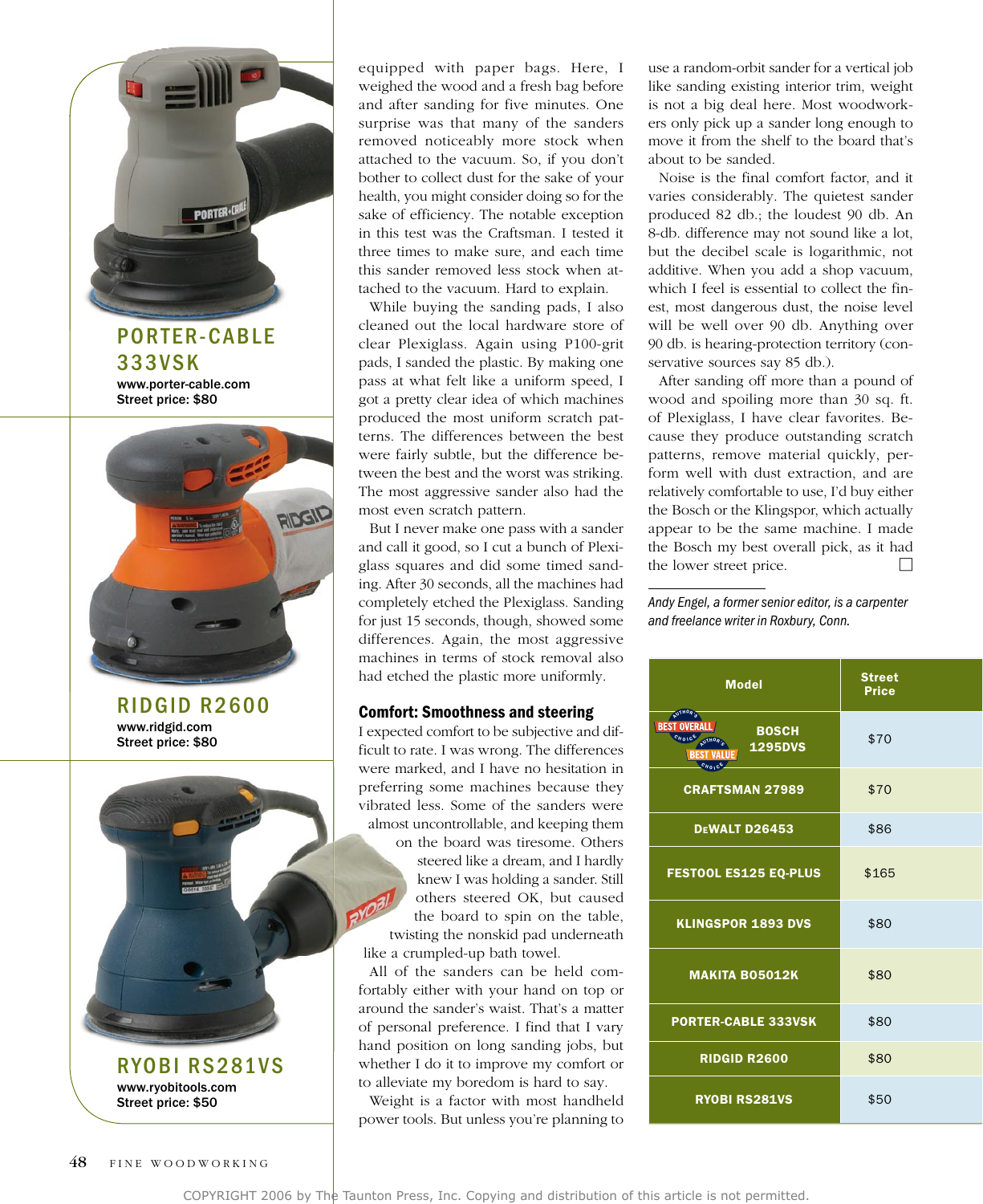### PORTER-CABLE 333VSK

www.porter-cable.com
Street price: $80

### RIDGID R2600

www.ridgid.com
Street price: $80

### RYOBI RS281VS

www.ryobitools.com
Street price: $50

equipped with paper bags. Here, I weighed the wood and a fresh bag before and after sanding for five minutes. One surprise was that many of the sanders removed noticeably more stock when attached to the vacuum. So, if you don't bother to collect dust for the sake of your health, you might consider doing so for the sake of efficiency. The notable exception in this test was the Craftsman. I tested it three times to make sure, and each time this sander removed less stock when attached to the vacuum. Hard to explain.

While buying the sanding pads, I also cleaned out the local hardware store of clear Plexiglass. Again using P100-grit pads, I sanded the plastic. By making one pass at what felt like a uniform speed, I got a pretty clear idea of which machines produced the most uniform scratch patterns. The differences between the best were fairly subtle, but the difference between the best and the worst was striking. The most aggressive sander also had the most even scratch pattern.

But I never make one pass with a sander and call it good, so I cut a bunch of Plexiglass squares and did some timed sanding. After 30 seconds, all the machines had completely etched the Plexiglass. Sanding for just 15 seconds, though, showed some differences. Again, the most aggressive machines in terms of stock removal also had etched the plastic more uniformly.

## Comfort: Smoothness and steering

I expected comfort to be subjective and difficult to rate. I was wrong. The differences were marked, and I have no hesitation in preferring some machines because they vibrated less. Some of the sanders were almost uncontrollable, and keeping them on the board was tiresome. Others steered like a dream, and I hardly knew I was holding a sander. Still others steered OK, but caused the board to spin on the table, twisting the nonskid pad underneath like a crumpled-up bath towel.

All of the sanders can be held comfortably either with your hand on top or around the sander's waist. That's a matter of personal preference. I find that I vary hand position on long sanding jobs, but whether I do it to improve my comfort or to alleviate my boredom is hard to say.

Weight is a factor with most handheld power tools. But unless you're planning to use a random-orbit sander for a vertical job like sanding existing interior trim, weight is not a big deal here. Most woodworkers only pick up a sander long enough to move it from the shelf to the board that's about to be sanded.

Noise is the final comfort factor, and it varies considerably. The quietest sander produced 82 db.; the loudest 90 db. An 8-db. difference may not sound like a lot, but the decibel scale is logarithmic, not additive. When you add a shop vacuum, which I feel is essential to collect the finest, most dangerous dust, the noise level will be well over 90 db. Anything over 90 db. is hearing-protection territory (conservative sources say 85 db.).

After sanding off more than a pound of wood and spoiling more than 30 sq. ft. of Plexiglass, I have clear favorites. Because they produce outstanding scratch patterns, remove material quickly, perform well with dust extraction, and are relatively comfortable to use, I'd buy either the Bosch or the Klingspor, which actually appear to be the same machine. I made the Bosch my best overall pick, as it had the lower street price.

*Andy Engel, a former senior editor, is a carpenter and freelance writer in Roxbury, Conn.*

| Model | Street Price |
|---|---|
| BOSCH 1295DVS (Author's Choice: Best Overall; Author's Choice: Best Value) | $70 |
| CRAFTSMAN 27989 | $70 |
| DEWALT D26453 | $86 |
| FESTOOL ES125 EQ-PLUS | $165 |
| KLINGSPOR 1893 DVS | $80 |
| MAKITA BO5012K | $80 |
| PORTER-CABLE 333VSK | $80 |
| RIDGID R2600 | $80 |
| RYOBI RS281VS | $50 |

COPYRIGHT 2006 by The Taunton Press, Inc. Copying and distribution of this article is not permitted.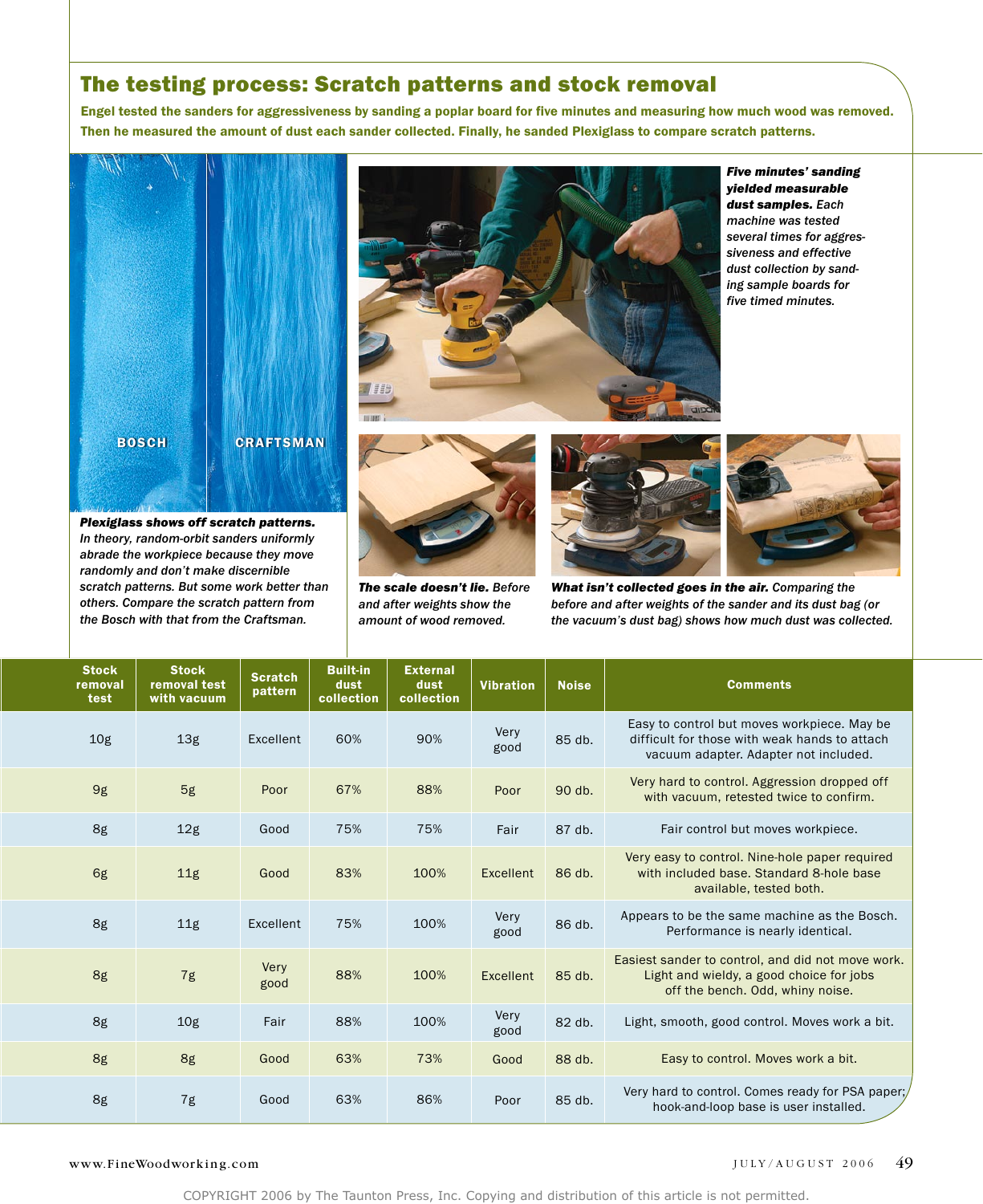## The testing process: Scratch patterns and stock removal

**Engel tested the sanders for aggressiveness by sanding a poplar board for five minutes and measuring how much wood was removed. Then he measured the amount of dust each sander collected. Finally, he sanded Plexiglass to compare scratch patterns.**

BOSCH

CRAFTSMAN

***Plexiglass shows off scratch patterns.*** *In theory, random-orbit sanders uniformly abrade the workpiece because they move randomly and don't make discernible scratch patterns. But some work better than others. Compare the scratch pattern from the Bosch with that from the Craftsman.*

***Five minutes' sanding yielded measurable dust samples.*** *Each machine was tested several times for aggressiveness and effective dust collection by sanding sample boards for five timed minutes.*

***The scale doesn't lie.*** *Before and after weights show the amount of wood removed.*

***What isn't collected goes in the air.*** *Comparing the before and after weights of the sander and its dust bag (or the vacuum's dust bag) shows how much dust was collected.*

| Stock removal test | Stock removal test with vacuum | Scratch pattern | Built-in dust collection | External dust collection | Vibration | Noise | Comments |
|---|---|---|---|---|---|---|---|
| 10g | 13g | Excellent | 60% | 90% | Very good | 85 db. | Easy to control but moves workpiece. May be difficult for those with weak hands to attach vacuum adapter. Adapter not included. |
| 9g | 5g | Poor | 67% | 88% | Poor | 90 db. | Very hard to control. Aggression dropped off with vacuum, retested twice to confirm. |
| 8g | 12g | Good | 75% | 75% | Fair | 87 db. | Fair control but moves workpiece. |
| 6g | 11g | Good | 83% | 100% | Excellent | 86 db. | Very easy to control. Nine-hole paper required with included base. Standard 8-hole base available, tested both. |
| 8g | 11g | Excellent | 75% | 100% | Very good | 86 db. | Appears to be the same machine as the Bosch. Performance is nearly identical. |
| 8g | 7g | Very good | 88% | 100% | Excellent | 85 db. | Easiest sander to control, and did not move work. Light and wieldy, a good choice for jobs off the bench. Odd, whiny noise. |
| 8g | 10g | Fair | 88% | 100% | Very good | 82 db. | Light, smooth, good control. Moves work a bit. |
| 8g | 8g | Good | 63% | 73% | Good | 88 db. | Easy to control. Moves work a bit. |
| 8g | 7g | Good | 63% | 86% | Poor | 85 db. | Very hard to control. Comes ready for PSA paper; hook-and-loop base is user installed. |

COPYRIGHT 2006 by The Taunton Press, Inc. Copying and distribution of this article is not permitted.